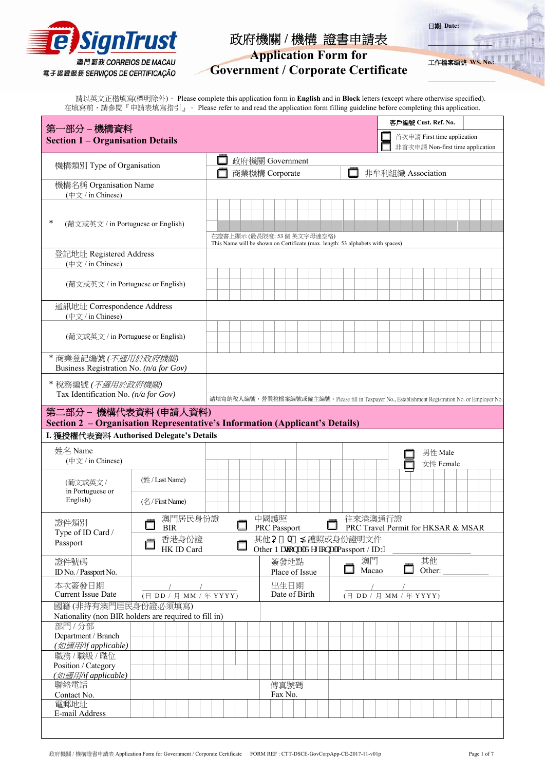eSignTrust
澳門郵政 CORREIOS DE MACAU
電子認證服務 SERVIÇOS DE CERTIFICAÇÃO

# 政府機關 / 機構 證書申請表
# Application Form for Government / Corporate Certificate

日期 Date: ______________

工作檔案編號 WS. No.: ______________

請以英文正楷填寫(標明除外)。 Please complete this application form in **English** and in **Block** letters (except where otherwise specified).
在填寫前，請參閱『申請表填寫指引』。 Please refer to and read the application form filling guideline before completing this application.

## 第一部分 – 機構資料
## Section 1 – Organisation Details

| 客戶編號 Cust. Ref. No. | |
|---|---|
| ☐ 首次申請 First time application | |
| ☐ 非首次申請 Non-first time application | |

| | |
|---|---|
| 機構類別 Type of Organisation | ☐ 政府機關 Government<br>☐ 商業機構 Corporate ☐ 非牟利組織 Association |
| 機構名稱 Organisation Name (中文 / in Chinese) | |
| * (葡文或英文 / in Portuguese or English) | 在證書上顯示 (最長限度: 53 個英文字母連空格)<br>This Name will be shown on Certificate (max. length: 53 alphabets with spaces) |
| 登記地址 Registered Address (中文 / in Chinese) | |
| (葡文或英文 / in Portuguese or English) | |
| 通訊地址 Correspondence Address (中文 / in Chinese) | |
| (葡文或英文 / in Portuguese or English) | |
| * 商業登記編號 *(不適用於政府機關)*<br>Business Registration No. *(n/a for Gov)* | |
| * 稅務編號 *(不適用於政府機關)*<br>Tax Identification No. *(n/a for Gov)* | 請填寫納稅人編號，營業稅檔案編號或僱主編號。Please fill in Taxpayer No., Establishment Registration No. or Employer No. |

## 第二部分 – 機構代表資料 (申請人資料)
## Section 2 – Organisation Representative's Information (Applicant's Details)

### I. 獲授權代表資料 Authorised Delegate's Details

| | | | |
|---|---|---|---|
| 姓名 Name (中文 / in Chinese) | | | ☐ 男性 Male<br>☐ 女性 Female |
| (葡文或英文 / in Portuguese or English) | (姓 / Last Name) | | |
| | (名 / First Name) | | |
| 證件類別 Type of ID Card / Passport | ☐ 澳門居民身份證 BIR<br>☐ 香港身份證 HK ID Card | ☐ 中國護照 PRC Passport<br>☐ 其他國家護照或身份證明文件 Other National Passport / ID: ______ | ☐ 往來港澳通行證 PRC Travel Permit for HKSAR & MSAR |
| 證件號碼 ID No. / Passport No. | | 簽發地點 Place of Issue | ☐ 澳門 Macao ☐ 其他 Other: ______ |
| 本次簽發日期 Current Issue Date | ___/___/___ (日 DD / 月 MM / 年 YYYY) | 出生日期 Date of Birth | ___/___/___ (日 DD / 月 MM / 年 YYYY) |
| 國籍 (非持有澳門居民身份證必須填寫)<br>Nationality (non BIR holders are required to fill in) | | | |
| 部門 / 分部 Department / Branch *(如適用/if applicable)* | | | |
| 職務 / 職級 / 職位 Position / Category *(如適用/if applicable)* | | | |
| 聯絡電話 Contact No. | | 傳真號碼 Fax No. | |
| 電郵地址 E-mail Address | | | |

政府機關 / 機構證書申請表 Application Form for Government / Corporate Certificate FORM REF : CTT-DSCE-GovCorpApp-CE-2017-11-v01p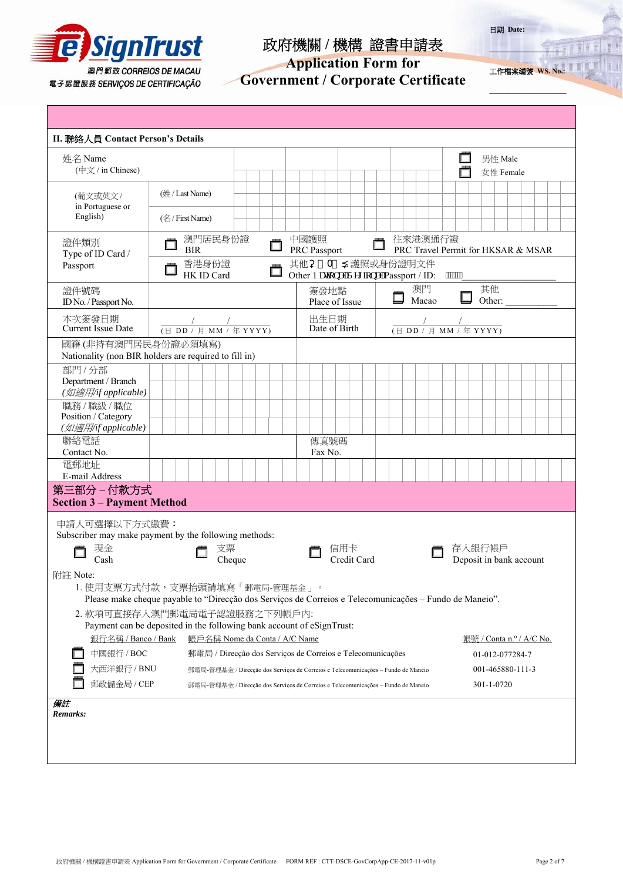eSignTrust
澳門郵政 CORREIOS DE MACAU
電子認證服務 SERVIÇOS DE CERTIFICAÇÃO

# 政府機關 / 機構 證書申請表
# Application Form for Government / Corporate Certificate

日期 Date: ______________

工作檔案編號 WS. No.: ______________

## II. 聯絡人員 Contact Person's Details

| | | | |
|---|---|---|---|
| 姓名 Name (中文 / in Chinese) | | | ☐ 男性 Male ☐ 女性 Female |
| (葡文或英文 / in Portuguese or English) | (姓 / Last Name) | | |
| | (名 / First Name) | | |
| 證件類別 Type of ID Card / Passport | ☐ 澳門居民身份證 BIR ☐ 中國護照 PRC Passport ☐ 往來港澳通行證 PRC Travel Permit for HKSAR & MSAR | | |
| | ☐ 香港身份證 HK ID Card ☐ 其他國家護照或身份證明文件 Other National Foreign Passport / ID: ______________ | | |
| 證件號碼 ID No. / Passport No. | | 簽發地點 Place of Issue | ☐ 澳門 Macao ☐ 其他 Other: ________ |
| 本次簽發日期 Current Issue Date | ___/___/___ (日 DD / 月 MM / 年 YYYY) | 出生日期 Date of Birth | ___/___/___ (日 DD / 月 MM / 年 YYYY) |
| 國籍 (非持有澳門居民身份證必須填寫) Nationality (non BIR holders are required to fill in) | | | |
| 部門 / 分部 Department / Branch (*如適用/if applicable*) | | | |
| 職務 / 職級 / 職位 Position / Category (*如適用/if applicable*) | | | |
| 聯絡電話 Contact No. | | 傳真號碼 Fax No. | |
| 電郵地址 E-mail Address | | | |

## 第三部分 – 付款方式
## Section 3 – Payment Method

申請人可選擇以下方式繳費：
Subscriber may make payment by the following methods:

☐ 現金 Cash ☐ 支票 Cheque ☐ 信用卡 Credit Card ☐ 存入銀行帳戶 Deposit in bank account

附註 Note:

1. 使用支票方式付款，支票抬頭請填寫「郵電局-管理基金」。
   Please make cheque payable to "Direcção dos Serviços de Correios e Telecomunicações – Fundo de Maneio".
2. 款項可直接存入澳門郵電局電子認證服務之下列帳戶內:
   Payment can be deposited in the following bank account of eSignTrust:

| 銀行名稱 / Banco / Bank | 帳戶名稱 Nome da Conta / A/C Name | 帳號 / Conta n.º / A/C No. |
|---|---|---|
| ☐ 中國銀行 / BOC | 郵電局 / Direcção dos Serviços de Correios e Telecomunicações | 01-012-077284-7 |
| ☐ 大西洋銀行 / BNU | 郵電局-管理基金 / Direcção dos Serviços de Correios e Telecomunicações – Fundo de Maneio | 001-465880-111-3 |
| ☐ 郵政儲金局 / CEP | 郵電局-管理基金 / Direcção dos Serviços de Correios e Telecomunicações – Fundo de Maneio | 301-1-0720 |

***備註***
***Remarks:***

政府機關 / 機構證書申請表 Application Form for Government / Corporate Certificate FORM REF : CTT-DSCE-GovCorpApp-CE-2017-11-v01p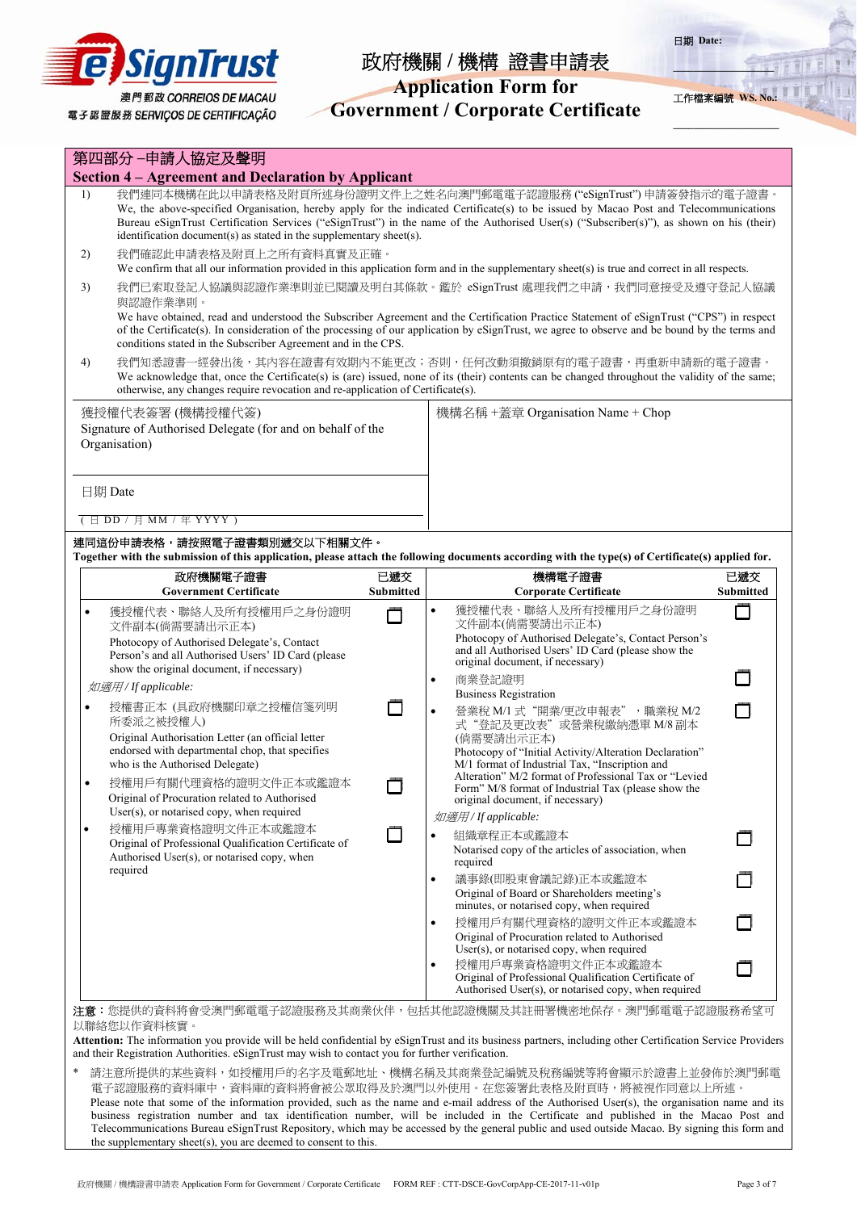eSignTrust
澳門郵政 CORREIOS DE MACAU
電子認證服務 SERVIÇOS DE CERTIFICAÇÃO

# 政府機關 / 機構 證書申請表
# Application Form for Government / Corporate Certificate

日期 Date: ____________

工作檔案編號 WS. No.: ____________

## 第四部分 –申請人協定及聲明
## Section 4 – Agreement and Declaration by Applicant

1) 我們連同本機構在此以申請表格及附頁所述身份證明文件上之姓名向澳門郵電電子認證服務 ("eSignTrust") 申請簽發指示的電子證書。
We, the above-specified Organisation, hereby apply for the indicated Certificate(s) to be issued by Macao Post and Telecommunications Bureau eSignTrust Certification Services ("eSignTrust") in the name of the Authorised User(s) ("Subscriber(s)"), as shown on his (their) identification document(s) as stated in the supplementary sheet(s).

2) 我們確認此申請表格及附頁上之所有資料真實及正確。
We confirm that all our information provided in this application form and in the supplementary sheet(s) is true and correct in all respects.

3) 我們已索取登記人協議與認證作業準則並已閱讀及明白其條款。鑑於 eSignTrust 處理我們之申請，我們同意接受及遵守登記人協議與認證作業準則。
We have obtained, read and understood the Subscriber Agreement and the Certification Practice Statement of eSignTrust ("CPS") in respect of the Certificate(s). In consideration of the processing of our application by eSignTrust, we agree to observe and be bound by the terms and conditions stated in the Subscriber Agreement and in the CPS.

4) 我們知悉證書一經發出後，其內容在證書有效期內不能更改；否則，任何改動須撤銷原有的電子證書，再重新申請新的電子證書。
We acknowledge that, once the Certificate(s) is (are) issued, none of its (their) contents can be changed throughout the validity of the same; otherwise, any changes require revocation and re-application of Certificate(s).

| 獲授權代表簽署 (機構授權代簽) Signature of Authorised Delegate (for and on behalf of the Organisation) | 機構名稱 +蓋章 Organisation Name + Chop |
|---|---|
| 日期 Date ( 日 DD / 月 MM / 年 YYYY ) | |

**連同這份申請表格，請按照電子證書類別遞交以下相關文件。**
**Together with the submission of this application, please attach the following documents according with the type(s) of Certificate(s) applied for.**

| 政府機關電子證書 Government Certificate | 已遞交 Submitted | 機構電子證書 Corporate Certificate | 已遞交 Submitted |
|---|---|---|---|
| • 獲授權代表、聯絡人及所有授權用戶之身份證明文件副本(倘需要請出示正本) Photocopy of Authorised Delegate's, Contact Person's and all Authorised Users' ID Card (please show the original document, if necessary) | ☐ | • 獲授權代表、聯絡人及所有授權用戶之身份證明文件副本(倘需要請出示正本) Photocopy of Authorised Delegate's, Contact Person's and all Authorised Users' ID Card (please show the original document, if necessary) | ☐ |
| *如適用 / If applicable:* | | • 商業登記證明 Business Registration | ☐ |
| • 授權書正本 (具政府機關印章之授權信箋列明所委派之被授權人) Original Authorisation Letter (an official letter endorsed with departmental chop, that specifies who is the Authorised Delegate) | ☐ | • 營業稅 M/1 式 "開業/更改申報表" ，職業稅 M/2 式 "登記及更改表" 或營業稅繳納憑單 M/8 副本 (倘需要請出示正本) Photocopy of "Initial Activity/Alteration Declaration" M/1 format of Industrial Tax, "Inscription and Alteration" M/2 format of Professional Tax or "Levied Form" M/8 format of Industrial Tax (please show the original document, if necessary) | ☐ |
| • 授權用戶有關代理資格的證明文件正本或鑑證本 Original of Procuration related to Authorised User(s), or notarised copy, when required | ☐ | *如適用 / If applicable:* | |
| • 授權用戶專業資格證明文件正本或鑑證本 Original of Professional Qualification Certificate of Authorised User(s), or notarised copy, when required | ☐ | • 組織章程正本或鑑證本 Notarised copy of the articles of association, when required | ☐ |
| | | • 議事錄(即股東會議記錄)正本或鑑證本 Original of Board or Shareholders meeting's minutes, or notarised copy, when required | ☐ |
| | | • 授權用戶有關代理資格的證明文件正本或鑑證本 Original of Procuration related to Authorised User(s), or notarised copy, when required | ☐ |
| | | • 授權用戶專業資格證明文件正本或鑑證本 Original of Professional Qualification Certificate of Authorised User(s), or notarised copy, when required | ☐ |

**注意**：您提供的資料將會受澳門郵電電子認證服務及其商業伙伴，包括其他認證機關及其註冊署機密地保存。澳門郵電電子認證服務希望可以聯絡您以作資料核實。
**Attention:** The information you provide will be held confidential by eSignTrust and its business partners, including other Certification Service Providers and their Registration Authorities. eSignTrust may wish to contact you for further verification.

\* 請注意所提供的某些資料，如授權用戶的名字及電郵地址、機構名稱及其商業登記編號及稅務編號等將會顯示於證書上並發佈於澳門郵電電子認證服務的資料庫中，資料庫的資料將會被公眾取得及於澳門以外使用。在您簽署此表格及附頁時，將被視作同意以上所述。
Please note that some of the information provided, such as the name and e-mail address of the Authorised User(s), the organisation name and its business registration number and tax identification number, will be included in the Certificate and published in the Macao Post and Telecommunications Bureau eSignTrust Repository, which may be accessed by the general public and used outside Macao. By signing this form and the supplementary sheet(s), you are deemed to consent to this.

政府機關 / 機構證書申請表 Application Form for Government / Corporate Certificate FORM REF : CTT-DSCE-GovCorpApp-CE-2017-11-v01p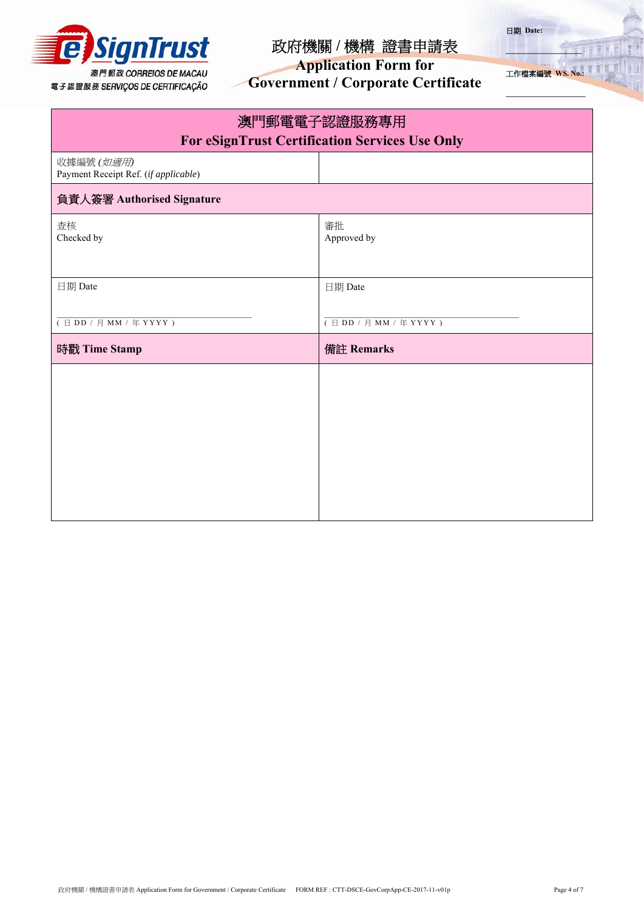eSignTrust
澳門郵政 CORREIOS DE MACAU
電子認證服務 SERVIÇOS DE CERTIFICAÇÃO

# 政府機關 / 機構 證書申請表
# Application Form for Government / Corporate Certificate

日期 Date: ____________

工作檔案編號 WS. No.: ____________

| 澳門郵電電子認證服務專用<br>**For eSignTrust Certification Services Use Only** | |
|---|---|
| 收據編號 (*如適用*)<br>Payment Receipt Ref. (*if applicable*) | |
| **負責人簽署 Authorised Signature** | |
| 查核<br>Checked by | 審批<br>Approved by |
| 日期 Date<br><br>____________________<br>( 日 DD / 月 MM / 年 YYYY ) | 日期 Date<br><br>____________________<br>( 日 DD / 月 MM / 年 YYYY ) |
| **時戳 Time Stamp** | **備註 Remarks** |
| | |

政府機關 / 機構證書申請表 Application Form for Government / Corporate Certificate FORM REF : CTT-DSCE-GovCorpApp-CE-2017-11-v01p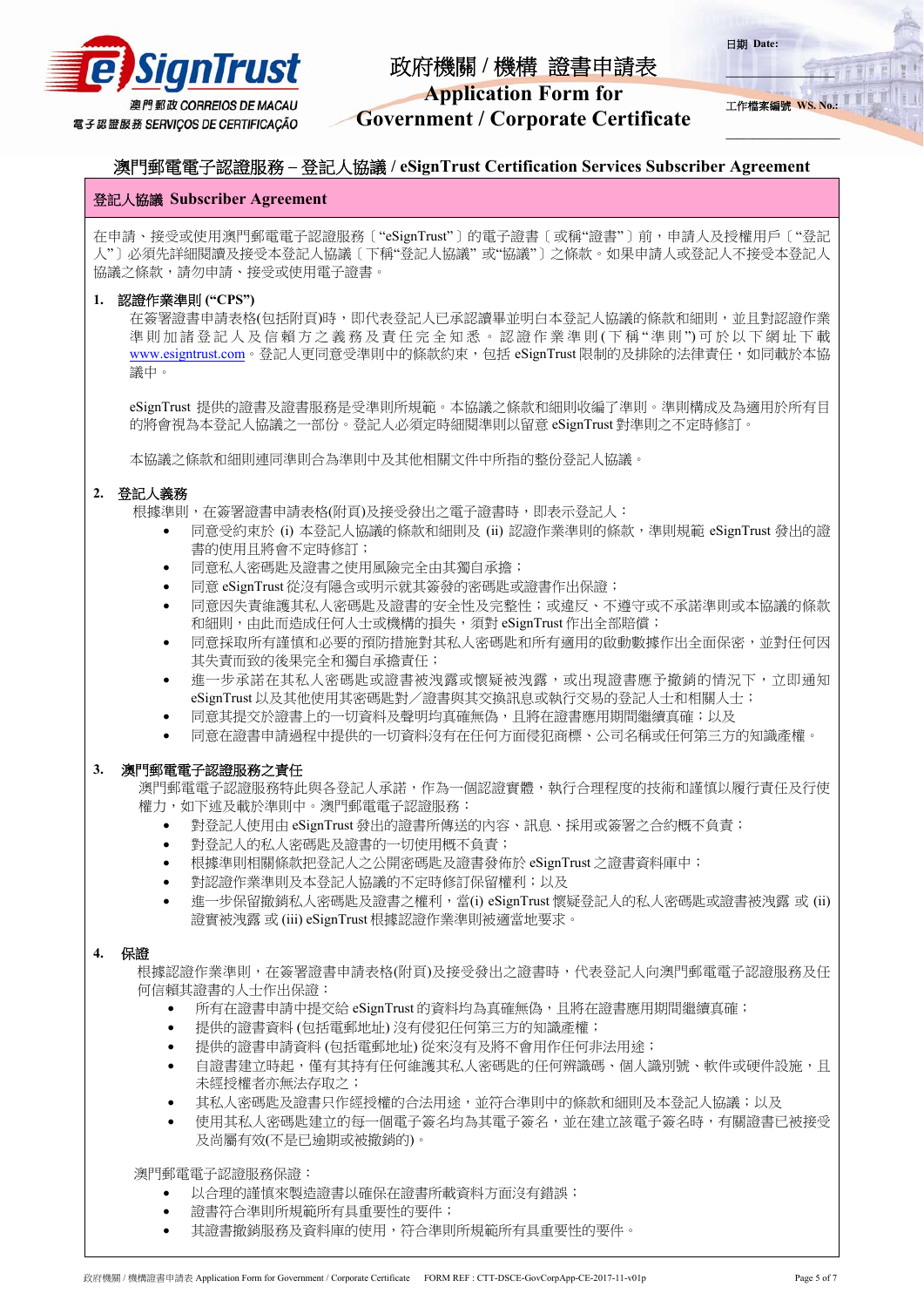# 政府機關 / 機構 證書申請表
# Application Form for Government / Corporate Certificate

日期 Date: ____________

工作檔案編號 WS. No.: ____________

## 澳門郵電電子認證服務 – 登記人協議 / eSignTrust Certification Services Subscriber Agreement

### 登記人協議 Subscriber Agreement

在申請、接受或使用澳門郵電電子認證服務〔"eSignTrust"〕的電子證書〔或稱"證書"〕前，申請人及授權用戶〔"登記人"〕必須先詳細閱讀及接受本登記人協議〔下稱"登記人協議" 或"協議"〕之條款。如果申請人或登記人不接受本登記人協議之條款，請勿申請、接受或使用電子證書。

**1. 認證作業準則 ("CPS")**

在簽署證書申請表格(包括附頁)時，即代表登記人已承認讀畢並明白本登記人協議的條款和細則，並且對認證作業準則加諸登記人及信賴方之義務及責任完全知悉。認證作業準則(下稱"準則")可於以下網址下載 www.esigntrust.com。登記人更同意受準則中的條款約束，包括 eSignTrust 限制的及排除的法律責任，如同載於本協議中。

eSignTrust 提供的證書及證書服務是受準則所規範。本協議之條款和細則收編了準則。準則構成及為適用於所有目的將會視為本登記人協議之一部份。登記人必須定時細閱準則以留意 eSignTrust 對準則之不定時修訂。

本協議之條款和細則連同準則合為準則中及其他相關文件中所指的整份登記人協議。

**2. 登記人義務**

根據準則，在簽署證書申請表格(附頁)及接受發出之電子證書時，即表示登記人：

- 同意受約束於 (i) 本登記人協議的條款和細則及 (ii) 認證作業準則的條款，準則規範 eSignTrust 發出的證書的使用且將會不定時修訂；
- 同意私人密碼匙及證書之使用風險完全由其獨自承擔；
- 同意 eSignTrust 從沒有隱含或明示就其簽發的密碼匙或證書作出保證；
- 同意因失責維護其私人密碼匙及證書的安全性及完整性；或違反、不遵守或不承諾準則或本協議的條款和細則，由此而造成任何人士或機構的損失，須對 eSignTrust 作出全部賠償；
- 同意採取所有謹慎和必要的預防措施對其私人密碼匙和所有適用的啟動數據作出全面保密，並對任何因其失責而致的後果完全和獨自承擔責任；
- 進一步承諾在其私人密碼匙或證書被洩露或懷疑被洩露，或出現證書應予撤銷的情況下，立即通知 eSignTrust 以及其他使用其密碼匙對╱證書與其交換訊息或執行交易的登記人士和相關人士；
- 同意其提交於證書上的一切資料及聲明均真確無偽，且將在證書應用期間繼續真確；以及
- 同意在證書申請過程中提供的一切資料沒有在任何方面侵犯商標、公司名稱或任何第三方的知識產權。

**3. 澳門郵電電子認證服務之責任**

澳門郵電電子認證服務特此與各登記人承諾，作為一個認證實體，執行合理程度的技術和謹慎以履行責任及行使權力，如下述及載於準則中。澳門郵電電子認證服務：

- 對登記人使用由 eSignTrust 發出的證書所傳送的內容、訊息、採用或簽署之合約概不負責；
- 對登記人的私人密碼匙及證書的一切使用概不負責；
- 根據準則相關條款把登記人之公開密碼匙及證書發佈於 eSignTrust 之證書資料庫中；
- 對認證作業準則及本登記人協議的不定時修訂保留權利；以及
- 進一步保留撤銷私人密碼匙及證書之權利，當(i) eSignTrust 懷疑登記人的私人密碼匙或證書被洩露 或 (ii) 證實被洩露 或 (iii) eSignTrust 根據認證作業準則被適當地要求。

**4. 保證**

根據認證作業準則，在簽署證書申請表格(附頁)及接受發出之證書時，代表登記人向澳門郵電電子認證服務及任何信賴其證書的人士作出保證：

- 所有在證書申請中提交給 eSignTrust 的資料均為真確無偽，且將在證書應用期間繼續真確；
- 提供的證書資料 (包括電郵地址) 沒有侵犯任何第三方的知識產權；
- 提供的證書申請資料 (包括電郵地址) 從來沒有及將不會用作任何非法用途；
- 自證書建立時起，僅有其持有任何維護其私人密碼匙的任何辨識碼、個人識別號、軟件或硬件設施，且未經授權者亦無法存取之；
- 其私人密碼匙及證書只作經授權的合法用途，並符合準則中的條款和細則及本登記人協議；以及
- 使用其私人密碼匙建立的每一個電子簽名均為其電子簽名，並在建立該電子簽名時，有關證書已被接受及尚屬有效(不是已逾期或被撤銷的)。

澳門郵電電子認證服務保證：

- 以合理的謹慎來製造證書以確保在證書所載資料方面沒有錯誤；
- 證書符合準則所規範所有具重要性的要件；
- 其證書撤銷服務及資料庫的使用，符合準則所規範所有具重要性的要件。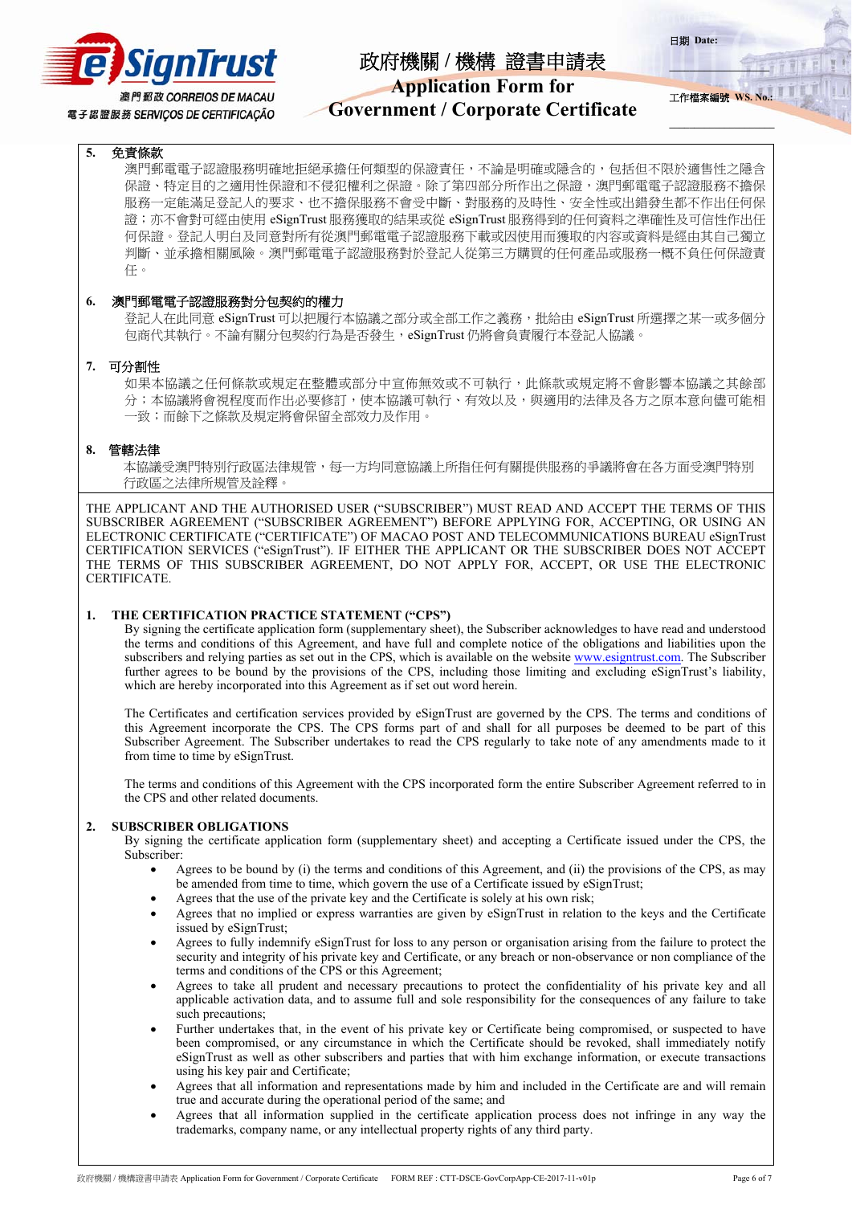**5. 免責條款**

澳門郵電電子認證服務明確地拒絕承擔任何類型的保證責任，不論是明確或隱含的，包括但不限於適售性之隱含保證、特定目的之適用性保證和不侵犯權利之保證。除了第四部分所作出之保證，澳門郵電電子認證服務不擔保服務一定能滿足登記人的要求、也不擔保服務不會受中斷、對服務的及時性、安全性或出錯發生都不作出任何保證；亦不會對可經由使用 eSignTrust 服務獲取的結果或從 eSignTrust 服務得到的任何資料之準確性及可信性作出任何保證。登記人明白及同意對所有從澳門郵電電子認證服務下載或因使用而獲取的內容或資料是經由其自己獨立判斷、並承擔相關風險。澳門郵電電子認證服務對於登記人從第三方購買的任何產品或服務一概不負任何保證責任。

**6. 澳門郵電電子認證服務對分包契約的權力**

登記人在此同意 eSignTrust 可以把履行本協議之部分或全部工作之義務，批給由 eSignTrust 所選擇之某一或多個分包商代其執行。不論有關分包契約行為是否發生，eSignTrust 仍將會負責履行本登記人協議。

**7. 可分割性**

如果本協議之任何條款或規定在整體或部分中宣佈無效或不可執行，此條款或規定將不會影響本協議之其餘部分；本協議將會視程度而作出必要修訂，使本協議可執行、有效以及，與適用的法律及各方之原本意向儘可能相一致；而餘下之條款及規定將會保留全部效力及作用。

**8. 管轄法律**

本協議受澳門特別行政區法律規管，每一方均同意協議上所指任何有關提供服務的爭議將會在各方面受澳門特別行政區之法律所規管及詮釋。

THE APPLICANT AND THE AUTHORISED USER (“SUBSCRIBER”) MUST READ AND ACCEPT THE TERMS OF THIS SUBSCRIBER AGREEMENT (“SUBSCRIBER AGREEMENT”) BEFORE APPLYING FOR, ACCEPTING, OR USING AN ELECTRONIC CERTIFICATE (“CERTIFICATE”) OF MACAO POST AND TELECOMMUNICATIONS BUREAU eSignTrust CERTIFICATION SERVICES (“eSignTrust”). IF EITHER THE APPLICANT OR THE SUBSCRIBER DOES NOT ACCEPT THE TERMS OF THIS SUBSCRIBER AGREEMENT, DO NOT APPLY FOR, ACCEPT, OR USE THE ELECTRONIC CERTIFICATE.

**1. THE CERTIFICATION PRACTICE STATEMENT (“CPS”)**

By signing the certificate application form (supplementary sheet), the Subscriber acknowledges to have read and understood the terms and conditions of this Agreement, and have full and complete notice of the obligations and liabilities upon the subscribers and relying parties as set out in the CPS, which is available on the website www.esigntrust.com. The Subscriber further agrees to be bound by the provisions of the CPS, including those limiting and excluding eSignTrust’s liability, which are hereby incorporated into this Agreement as if set out word herein.

The Certificates and certification services provided by eSignTrust are governed by the CPS. The terms and conditions of this Agreement incorporate the CPS. The CPS forms part of and shall for all purposes be deemed to be part of this Subscriber Agreement. The Subscriber undertakes to read the CPS regularly to take note of any amendments made to it from time to time by eSignTrust.

The terms and conditions of this Agreement with the CPS incorporated form the entire Subscriber Agreement referred to in the CPS and other related documents.

**2. SUBSCRIBER OBLIGATIONS**

By signing the certificate application form (supplementary sheet) and accepting a Certificate issued under the CPS, the Subscriber:

- Agrees to be bound by (i) the terms and conditions of this Agreement, and (ii) the provisions of the CPS, as may be amended from time to time, which govern the use of a Certificate issued by eSignTrust;
- Agrees that the use of the private key and the Certificate is solely at his own risk;
- Agrees that no implied or express warranties are given by eSignTrust in relation to the keys and the Certificate issued by eSignTrust;
- Agrees to fully indemnify eSignTrust for loss to any person or organisation arising from the failure to protect the security and integrity of his private key and Certificate, or any breach or non-observance or non compliance of the terms and conditions of the CPS or this Agreement;
- Agrees to take all prudent and necessary precautions to protect the confidentiality of his private key and all applicable activation data, and to assume full and sole responsibility for the consequences of any failure to take such precautions;
- Further undertakes that, in the event of his private key or Certificate being compromised, or suspected to have been compromised, or any circumstance in which the Certificate should be revoked, shall immediately notify eSignTrust as well as other subscribers and parties that with him exchange information, or execute transactions using his key pair and Certificate;
- Agrees that all information and representations made by him and included in the Certificate are and will remain true and accurate during the operational period of the same; and
- Agrees that all information supplied in the certificate application process does not infringe in any way the trademarks, company name, or any intellectual property rights of any third party.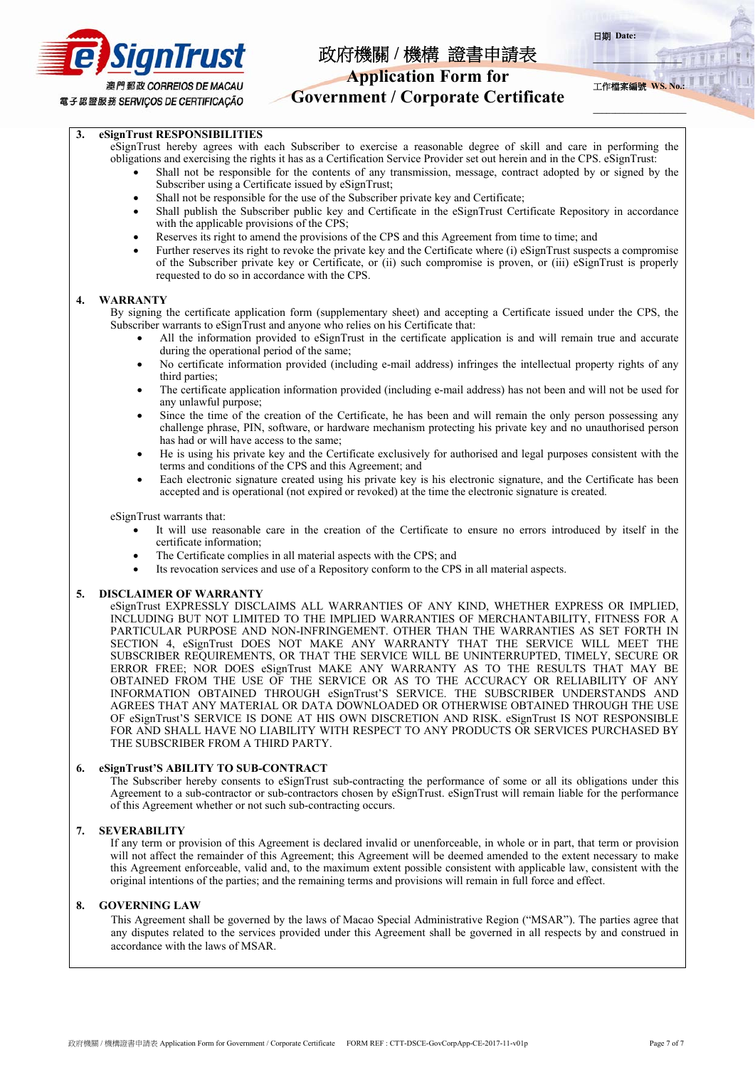政府機關 / 機構 證書申請表
**Application Form for Government / Corporate Certificate**

日期 Date: ____________

工作檔案編號 WS. No.: ____________

**3. eSignTrust RESPONSIBILITIES**

eSignTrust hereby agrees with each Subscriber to exercise a reasonable degree of skill and care in performing the obligations and exercising the rights it has as a Certification Service Provider set out herein and in the CPS. eSignTrust:

- Shall not be responsible for the contents of any transmission, message, contract adopted by or signed by the Subscriber using a Certificate issued by eSignTrust;
- Shall not be responsible for the use of the Subscriber private key and Certificate;
- Shall publish the Subscriber public key and Certificate in the eSignTrust Certificate Repository in accordance with the applicable provisions of the CPS;
- Reserves its right to amend the provisions of the CPS and this Agreement from time to time; and
- Further reserves its right to revoke the private key and the Certificate where (i) eSignTrust suspects a compromise of the Subscriber private key or Certificate, or (ii) such compromise is proven, or (iii) eSignTrust is properly requested to do so in accordance with the CPS.

**4. WARRANTY**

By signing the certificate application form (supplementary sheet) and accepting a Certificate issued under the CPS, the Subscriber warrants to eSignTrust and anyone who relies on his Certificate that:

- All the information provided to eSignTrust in the certificate application is and will remain true and accurate during the operational period of the same;
- No certificate information provided (including e-mail address) infringes the intellectual property rights of any third parties;
- The certificate application information provided (including e-mail address) has not been and will not be used for any unlawful purpose;
- Since the time of the creation of the Certificate, he has been and will remain the only person possessing any challenge phrase, PIN, software, or hardware mechanism protecting his private key and no unauthorised person has had or will have access to the same;
- He is using his private key and the Certificate exclusively for authorised and legal purposes consistent with the terms and conditions of the CPS and this Agreement; and
- Each electronic signature created using his private key is his electronic signature, and the Certificate has been accepted and is operational (not expired or revoked) at the time the electronic signature is created.

eSignTrust warrants that:

- It will use reasonable care in the creation of the Certificate to ensure no errors introduced by itself in the certificate information;
- The Certificate complies in all material aspects with the CPS; and
- Its revocation services and use of a Repository conform to the CPS in all material aspects.

**5. DISCLAIMER OF WARRANTY**

eSignTrust EXPRESSLY DISCLAIMS ALL WARRANTIES OF ANY KIND, WHETHER EXPRESS OR IMPLIED, INCLUDING BUT NOT LIMITED TO THE IMPLIED WARRANTIES OF MERCHANTABILITY, FITNESS FOR A PARTICULAR PURPOSE AND NON-INFRINGEMENT. OTHER THAN THE WARRANTIES AS SET FORTH IN SECTION 4, eSignTrust DOES NOT MAKE ANY WARRANTY THAT THE SERVICE WILL MEET THE SUBSCRIBER REQUIREMENTS, OR THAT THE SERVICE WILL BE UNINTERRUPTED, TIMELY, SECURE OR ERROR FREE; NOR DOES eSignTrust MAKE ANY WARRANTY AS TO THE RESULTS THAT MAY BE OBTAINED FROM THE USE OF THE SERVICE OR AS TO THE ACCURACY OR RELIABILITY OF ANY INFORMATION OBTAINED THROUGH eSignTrust'S SERVICE. THE SUBSCRIBER UNDERSTANDS AND AGREES THAT ANY MATERIAL OR DATA DOWNLOADED OR OTHERWISE OBTAINED THROUGH THE USE OF eSignTrust'S SERVICE IS DONE AT HIS OWN DISCRETION AND RISK. eSignTrust IS NOT RESPONSIBLE FOR AND SHALL HAVE NO LIABILITY WITH RESPECT TO ANY PRODUCTS OR SERVICES PURCHASED BY THE SUBSCRIBER FROM A THIRD PARTY.

**6. eSignTrust'S ABILITY TO SUB-CONTRACT**

The Subscriber hereby consents to eSignTrust sub-contracting the performance of some or all its obligations under this Agreement to a sub-contractor or sub-contractors chosen by eSignTrust. eSignTrust will remain liable for the performance of this Agreement whether or not such sub-contracting occurs.

**7. SEVERABILITY**

If any term or provision of this Agreement is declared invalid or unenforceable, in whole or in part, that term or provision will not affect the remainder of this Agreement; this Agreement will be deemed amended to the extent necessary to make this Agreement enforceable, valid and, to the maximum extent possible consistent with applicable law, consistent with the original intentions of the parties; and the remaining terms and provisions will remain in full force and effect.

**8. GOVERNING LAW**

This Agreement shall be governed by the laws of Macao Special Administrative Region ("MSAR"). The parties agree that any disputes related to the services provided under this Agreement shall be governed in all respects by and construed in accordance with the laws of MSAR.